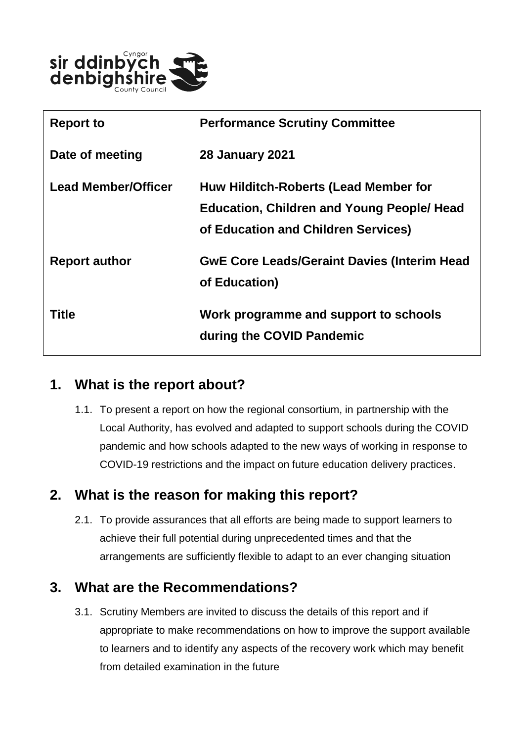| Report to | Performance Scrutiny Committee |
| --- | --- |
| Date of meeting | 28 January 2021 |
| Lead Member/Officer | Huw Hilditch-Roberts (Lead Member for Education, Children and Young People/ Head of Education and Children Services) |
| Report author | GwE Core Leads/Geraint Davies (Interim Head of Education) |
| Title | Work programme and support to schools during the COVID Pandemic |

## 1. What is the report about?

1.1. To present a report on how the regional consortium, in partnership with the Local Authority, has evolved and adapted to support schools during the COVID pandemic and how schools adapted to the new ways of working in response to COVID-19 restrictions and the impact on future education delivery practices.

## 2. What is the reason for making this report?

2.1. To provide assurances that all efforts are being made to support learners to achieve their full potential during unprecedented times and that the arrangements are sufficiently flexible to adapt to an ever changing situation

## 3. What are the Recommendations?

3.1. Scrutiny Members are invited to discuss the details of this report and if appropriate to make recommendations on how to improve the support available to learners and to identify any aspects of the recovery work which may benefit from detailed examination in the future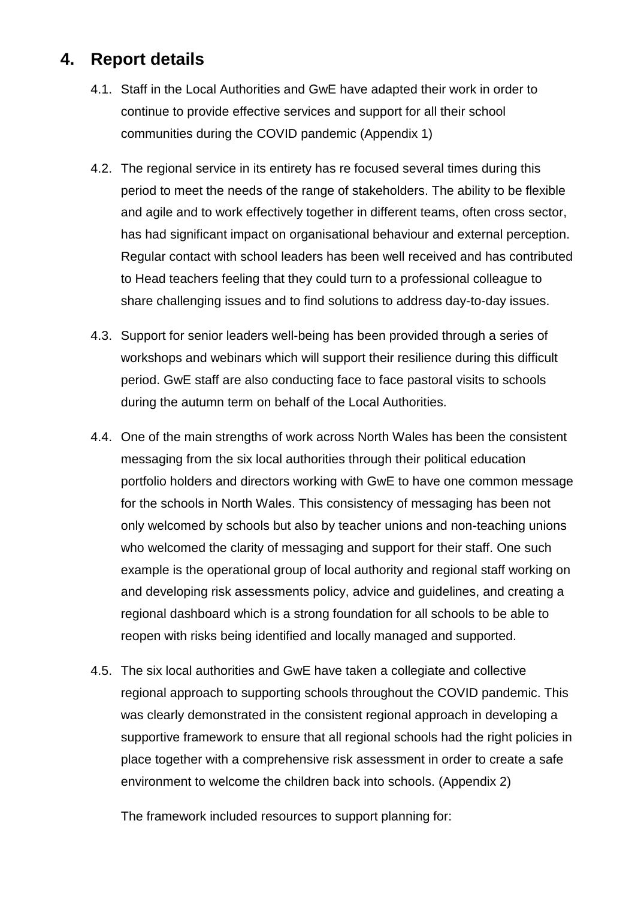## 4. Report details

4.1. Staff in the Local Authorities and GwE have adapted their work in order to continue to provide effective services and support for all their school communities during the COVID pandemic (Appendix 1)

4.2. The regional service in its entirety has re focused several times during this period to meet the needs of the range of stakeholders. The ability to be flexible and agile and to work effectively together in different teams, often cross sector, has had significant impact on organisational behaviour and external perception. Regular contact with school leaders has been well received and has contributed to Head teachers feeling that they could turn to a professional colleague to share challenging issues and to find solutions to address day-to-day issues.

4.3. Support for senior leaders well-being has been provided through a series of workshops and webinars which will support their resilience during this difficult period. GwE staff are also conducting face to face pastoral visits to schools during the autumn term on behalf of the Local Authorities.

4.4. One of the main strengths of work across North Wales has been the consistent messaging from the six local authorities through their political education portfolio holders and directors working with GwE to have one common message for the schools in North Wales. This consistency of messaging has been not only welcomed by schools but also by teacher unions and non-teaching unions who welcomed the clarity of messaging and support for their staff. One such example is the operational group of local authority and regional staff working on and developing risk assessments policy, advice and guidelines, and creating a regional dashboard which is a strong foundation for all schools to be able to reopen with risks being identified and locally managed and supported.

4.5. The six local authorities and GwE have taken a collegiate and collective regional approach to supporting schools throughout the COVID pandemic. This was clearly demonstrated in the consistent regional approach in developing a supportive framework to ensure that all regional schools had the right policies in place together with a comprehensive risk assessment in order to create a safe environment to welcome the children back into schools. (Appendix 2)

The framework included resources to support planning for: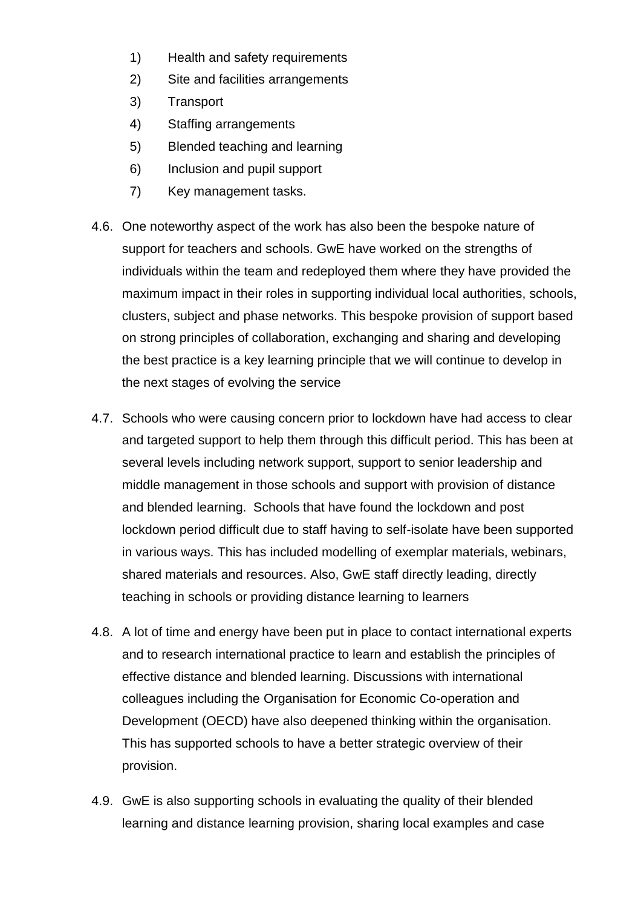1) Health and safety requirements
2) Site and facilities arrangements
3) Transport
4) Staffing arrangements
5) Blended teaching and learning
6) Inclusion and pupil support
7) Key management tasks.

4.6. One noteworthy aspect of the work has also been the bespoke nature of support for teachers and schools. GwE have worked on the strengths of individuals within the team and redeployed them where they have provided the maximum impact in their roles in supporting individual local authorities, schools, clusters, subject and phase networks. This bespoke provision of support based on strong principles of collaboration, exchanging and sharing and developing the best practice is a key learning principle that we will continue to develop in the next stages of evolving the service

4.7. Schools who were causing concern prior to lockdown have had access to clear and targeted support to help them through this difficult period. This has been at several levels including network support, support to senior leadership and middle management in those schools and support with provision of distance and blended learning. Schools that have found the lockdown and post lockdown period difficult due to staff having to self-isolate have been supported in various ways. This has included modelling of exemplar materials, webinars, shared materials and resources. Also, GwE staff directly leading, directly teaching in schools or providing distance learning to learners

4.8. A lot of time and energy have been put in place to contact international experts and to research international practice to learn and establish the principles of effective distance and blended learning. Discussions with international colleagues including the Organisation for Economic Co-operation and Development (OECD) have also deepened thinking within the organisation. This has supported schools to have a better strategic overview of their provision.

4.9. GwE is also supporting schools in evaluating the quality of their blended learning and distance learning provision, sharing local examples and case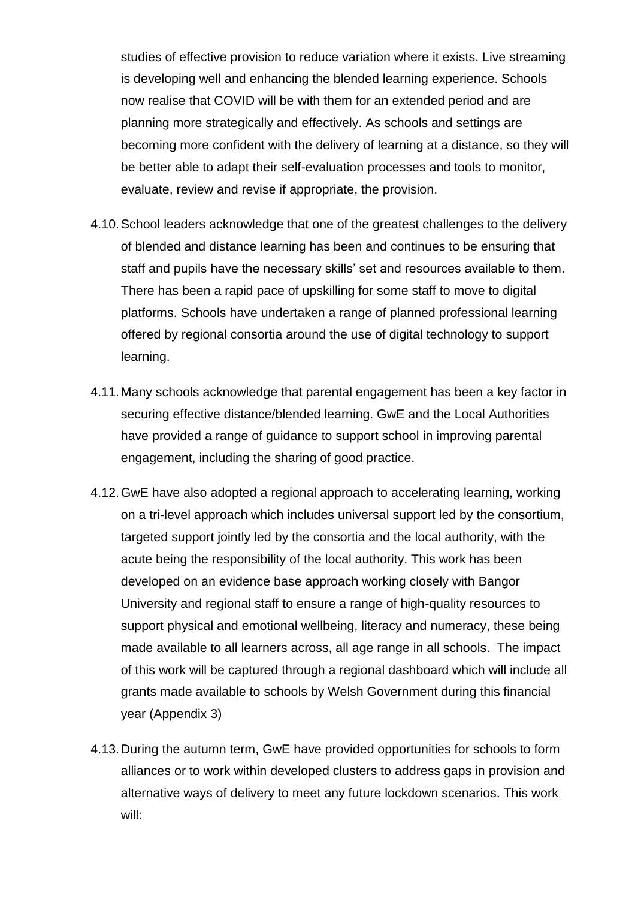studies of effective provision to reduce variation where it exists. Live streaming is developing well and enhancing the blended learning experience. Schools now realise that COVID will be with them for an extended period and are planning more strategically and effectively. As schools and settings are becoming more confident with the delivery of learning at a distance, so they will be better able to adapt their self-evaluation processes and tools to monitor, evaluate, review and revise if appropriate, the provision.

4.10. School leaders acknowledge that one of the greatest challenges to the delivery of blended and distance learning has been and continues to be ensuring that staff and pupils have the necessary skills' set and resources available to them. There has been a rapid pace of upskilling for some staff to move to digital platforms. Schools have undertaken a range of planned professional learning offered by regional consortia around the use of digital technology to support learning.

4.11. Many schools acknowledge that parental engagement has been a key factor in securing effective distance/blended learning. GwE and the Local Authorities have provided a range of guidance to support school in improving parental engagement, including the sharing of good practice.

4.12. GwE have also adopted a regional approach to accelerating learning, working on a tri-level approach which includes universal support led by the consortium, targeted support jointly led by the consortia and the local authority, with the acute being the responsibility of the local authority. This work has been developed on an evidence base approach working closely with Bangor University and regional staff to ensure a range of high-quality resources to support physical and emotional wellbeing, literacy and numeracy, these being made available to all learners across, all age range in all schools. The impact of this work will be captured through a regional dashboard which will include all grants made available to schools by Welsh Government during this financial year (Appendix 3)

4.13. During the autumn term, GwE have provided opportunities for schools to form alliances or to work within developed clusters to address gaps in provision and alternative ways of delivery to meet any future lockdown scenarios. This work will: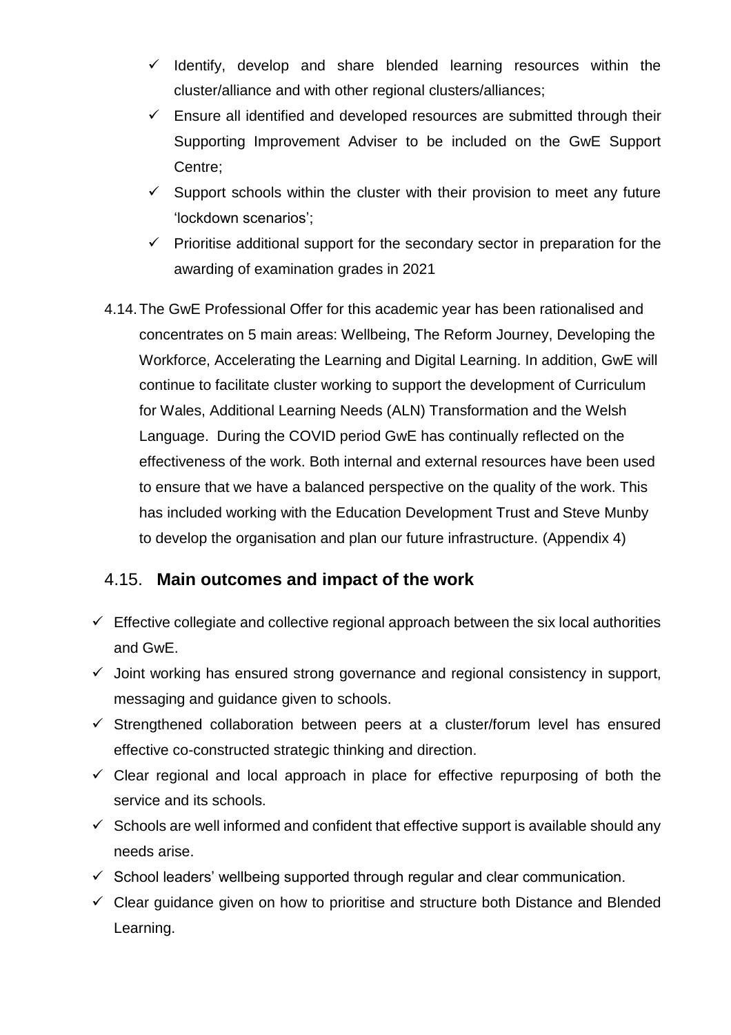- ✓ Identify, develop and share blended learning resources within the cluster/alliance and with other regional clusters/alliances;
- ✓ Ensure all identified and developed resources are submitted through their Supporting Improvement Adviser to be included on the GwE Support Centre;
- ✓ Support schools within the cluster with their provision to meet any future 'lockdown scenarios';
- ✓ Prioritise additional support for the secondary sector in preparation for the awarding of examination grades in 2021

4.14. The GwE Professional Offer for this academic year has been rationalised and concentrates on 5 main areas: Wellbeing, The Reform Journey, Developing the Workforce, Accelerating the Learning and Digital Learning. In addition, GwE will continue to facilitate cluster working to support the development of Curriculum for Wales, Additional Learning Needs (ALN) Transformation and the Welsh Language. During the COVID period GwE has continually reflected on the effectiveness of the work. Both internal and external resources have been used to ensure that we have a balanced perspective on the quality of the work. This has included working with the Education Development Trust and Steve Munby to develop the organisation and plan our future infrastructure. (Appendix 4)

## 4.15. **Main outcomes and impact of the work**

- ✓ Effective collegiate and collective regional approach between the six local authorities and GwE.
- ✓ Joint working has ensured strong governance and regional consistency in support, messaging and guidance given to schools.
- ✓ Strengthened collaboration between peers at a cluster/forum level has ensured effective co-constructed strategic thinking and direction.
- ✓ Clear regional and local approach in place for effective repurposing of both the service and its schools.
- ✓ Schools are well informed and confident that effective support is available should any needs arise.
- ✓ School leaders' wellbeing supported through regular and clear communication.
- ✓ Clear guidance given on how to prioritise and structure both Distance and Blended Learning.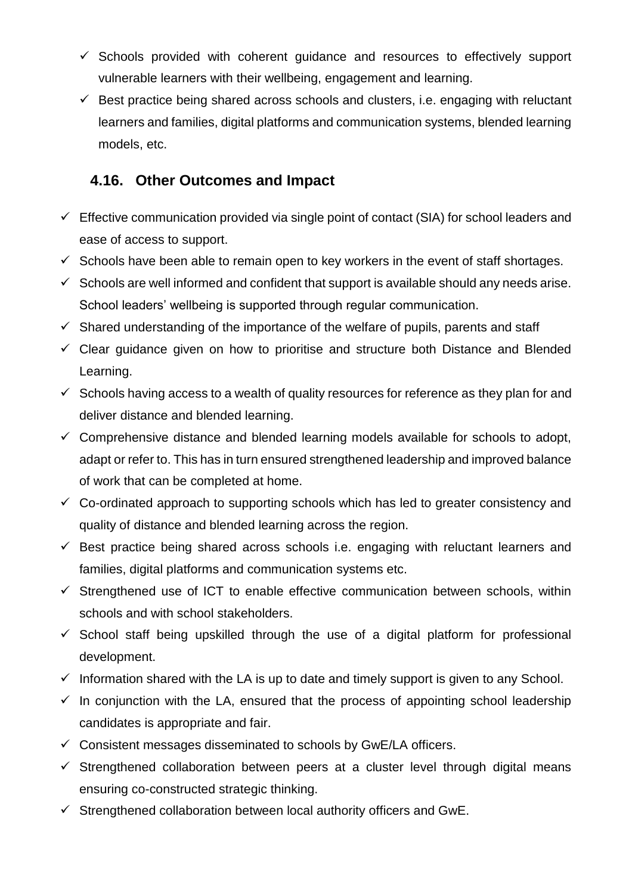- ✓ Schools provided with coherent guidance and resources to effectively support vulnerable learners with their wellbeing, engagement and learning.
- ✓ Best practice being shared across schools and clusters, i.e. engaging with reluctant learners and families, digital platforms and communication systems, blended learning models, etc.

## 4.16. Other Outcomes and Impact

- ✓ Effective communication provided via single point of contact (SIA) for school leaders and ease of access to support.
- ✓ Schools have been able to remain open to key workers in the event of staff shortages.
- ✓ Schools are well informed and confident that support is available should any needs arise. School leaders' wellbeing is supported through regular communication.
- ✓ Shared understanding of the importance of the welfare of pupils, parents and staff
- ✓ Clear guidance given on how to prioritise and structure both Distance and Blended Learning.
- ✓ Schools having access to a wealth of quality resources for reference as they plan for and deliver distance and blended learning.
- ✓ Comprehensive distance and blended learning models available for schools to adopt, adapt or refer to. This has in turn ensured strengthened leadership and improved balance of work that can be completed at home.
- ✓ Co-ordinated approach to supporting schools which has led to greater consistency and quality of distance and blended learning across the region.
- ✓ Best practice being shared across schools i.e. engaging with reluctant learners and families, digital platforms and communication systems etc.
- ✓ Strengthened use of ICT to enable effective communication between schools, within schools and with school stakeholders.
- ✓ School staff being upskilled through the use of a digital platform for professional development.
- ✓ Information shared with the LA is up to date and timely support is given to any School.
- ✓ In conjunction with the LA, ensured that the process of appointing school leadership candidates is appropriate and fair.
- ✓ Consistent messages disseminated to schools by GwE/LA officers.
- ✓ Strengthened collaboration between peers at a cluster level through digital means ensuring co-constructed strategic thinking.
- ✓ Strengthened collaboration between local authority officers and GwE.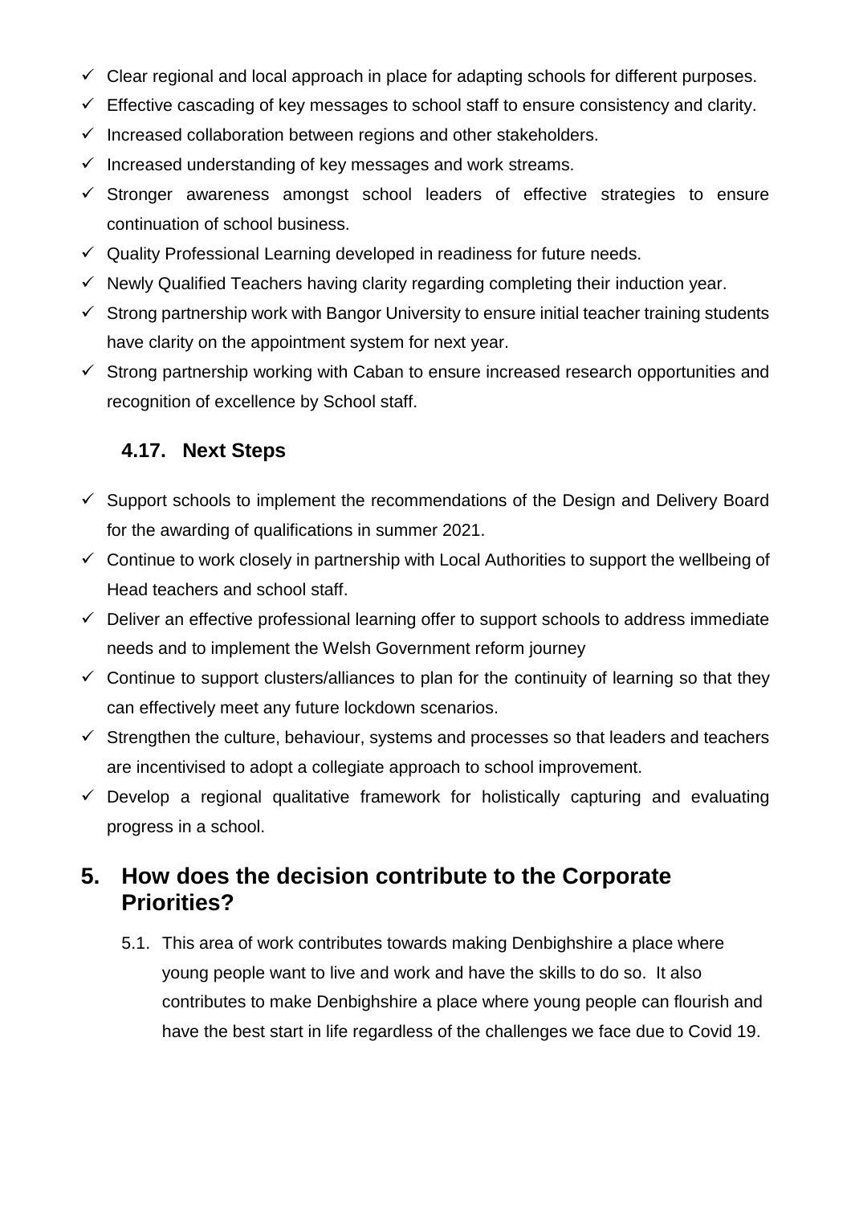- ✓ Clear regional and local approach in place for adapting schools for different purposes.
- ✓ Effective cascading of key messages to school staff to ensure consistency and clarity.
- ✓ Increased collaboration between regions and other stakeholders.
- ✓ Increased understanding of key messages and work streams.
- ✓ Stronger awareness amongst school leaders of effective strategies to ensure continuation of school business.
- ✓ Quality Professional Learning developed in readiness for future needs.
- ✓ Newly Qualified Teachers having clarity regarding completing their induction year.
- ✓ Strong partnership work with Bangor University to ensure initial teacher training students have clarity on the appointment system for next year.
- ✓ Strong partnership working with Caban to ensure increased research opportunities and recognition of excellence by School staff.

### 4.17. Next Steps

- ✓ Support schools to implement the recommendations of the Design and Delivery Board for the awarding of qualifications in summer 2021.
- ✓ Continue to work closely in partnership with Local Authorities to support the wellbeing of Head teachers and school staff.
- ✓ Deliver an effective professional learning offer to support schools to address immediate needs and to implement the Welsh Government reform journey
- ✓ Continue to support clusters/alliances to plan for the continuity of learning so that they can effectively meet any future lockdown scenarios.
- ✓ Strengthen the culture, behaviour, systems and processes so that leaders and teachers are incentivised to adopt a collegiate approach to school improvement.
- ✓ Develop a regional qualitative framework for holistically capturing and evaluating progress in a school.

## 5. How does the decision contribute to the Corporate Priorities?

5.1. This area of work contributes towards making Denbighshire a place where young people want to live and work and have the skills to do so. It also contributes to make Denbighshire a place where young people can flourish and have the best start in life regardless of the challenges we face due to Covid 19.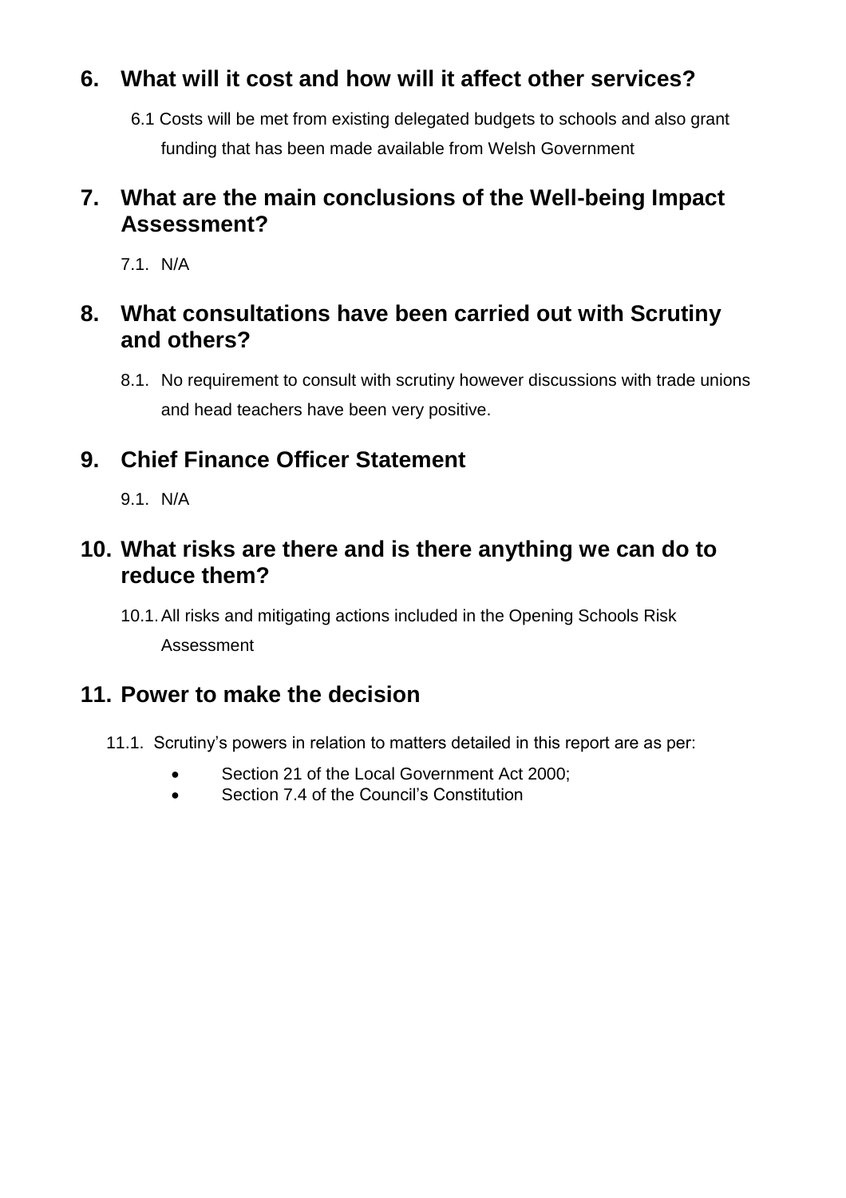## 6. What will it cost and how will it affect other services?

6.1 Costs will be met from existing delegated budgets to schools and also grant funding that has been made available from Welsh Government

## 7. What are the main conclusions of the Well-being Impact Assessment?

7.1. N/A

## 8. What consultations have been carried out with Scrutiny and others?

8.1. No requirement to consult with scrutiny however discussions with trade unions and head teachers have been very positive.

## 9. Chief Finance Officer Statement

9.1. N/A

## 10. What risks are there and is there anything we can do to reduce them?

10.1. All risks and mitigating actions included in the Opening Schools Risk Assessment

## 11. Power to make the decision

11.1. Scrutiny's powers in relation to matters detailed in this report are as per:

- Section 21 of the Local Government Act 2000;
- Section 7.4 of the Council's Constitution